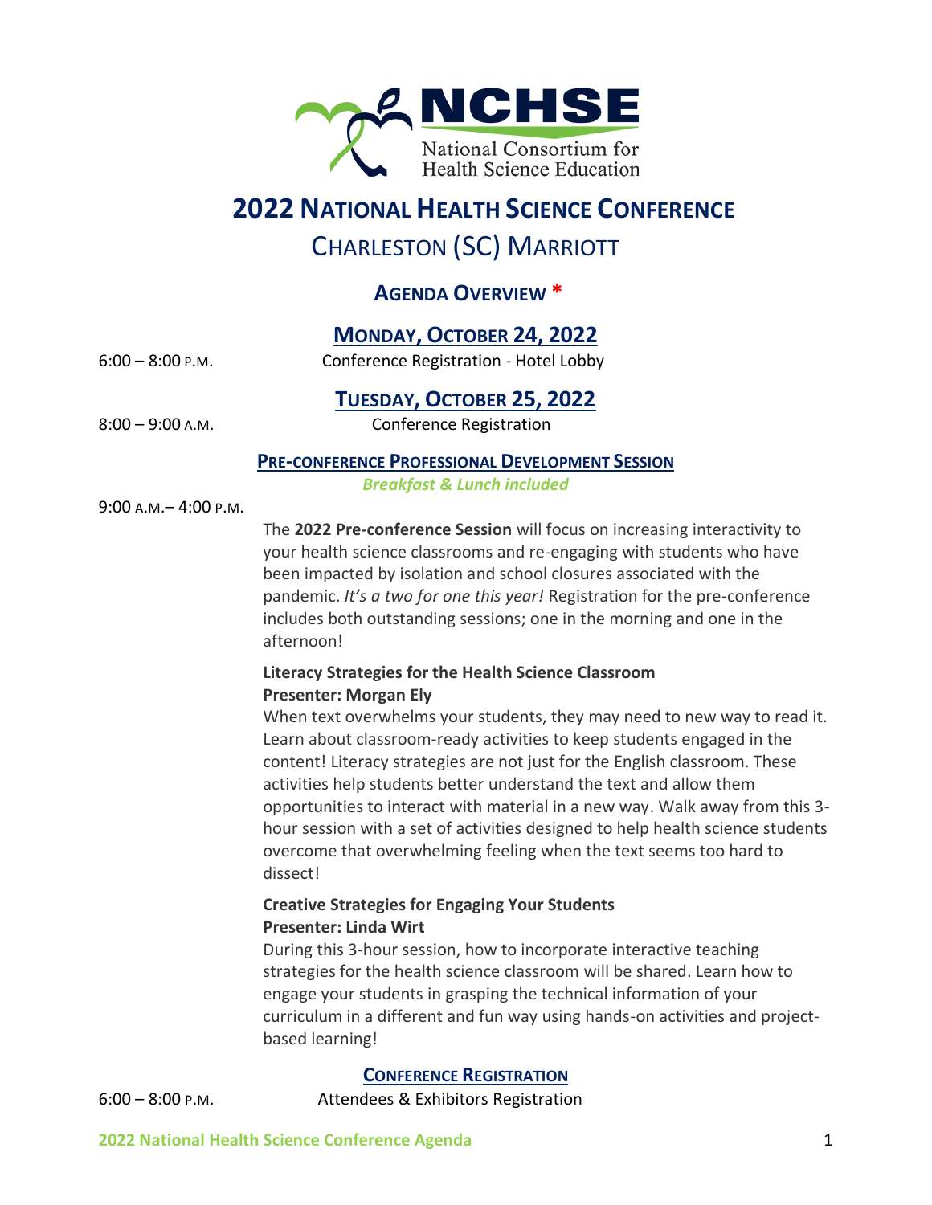**NCHSE**
National Consortium for Health Science Education

# 2022 National Health Science Conference

## Charleston (SC) Marriott

### Agenda Overview *

### Monday, October 24, 2022

6:00 – 8:00 P.M. Conference Registration - Hotel Lobby

### Tuesday, October 25, 2022

8:00 – 9:00 A.M. Conference Registration

#### Pre-conference Professional Development Session

***Breakfast & Lunch included***

9:00 A.M.– 4:00 P.M.

The **2022 Pre-conference Session** will focus on increasing interactivity to your health science classrooms and re-engaging with students who have been impacted by isolation and school closures associated with the pandemic. *It's a two for one this year!* Registration for the pre-conference includes both outstanding sessions; one in the morning and one in the afternoon!

**Literacy Strategies for the Health Science Classroom**
**Presenter: Morgan Ely**
When text overwhelms your students, they may need to new way to read it. Learn about classroom-ready activities to keep students engaged in the content! Literacy strategies are not just for the English classroom. These activities help students better understand the text and allow them opportunities to interact with material in a new way. Walk away from this 3-hour session with a set of activities designed to help health science students overcome that overwhelming feeling when the text seems too hard to dissect!

**Creative Strategies for Engaging Your Students**
**Presenter: Linda Wirt**
During this 3-hour session, how to incorporate interactive teaching strategies for the health science classroom will be shared. Learn how to engage your students in grasping the technical information of your curriculum in a different and fun way using hands-on activities and project-based learning!

#### Conference Registration

6:00 – 8:00 P.M. Attendees & Exhibitors Registration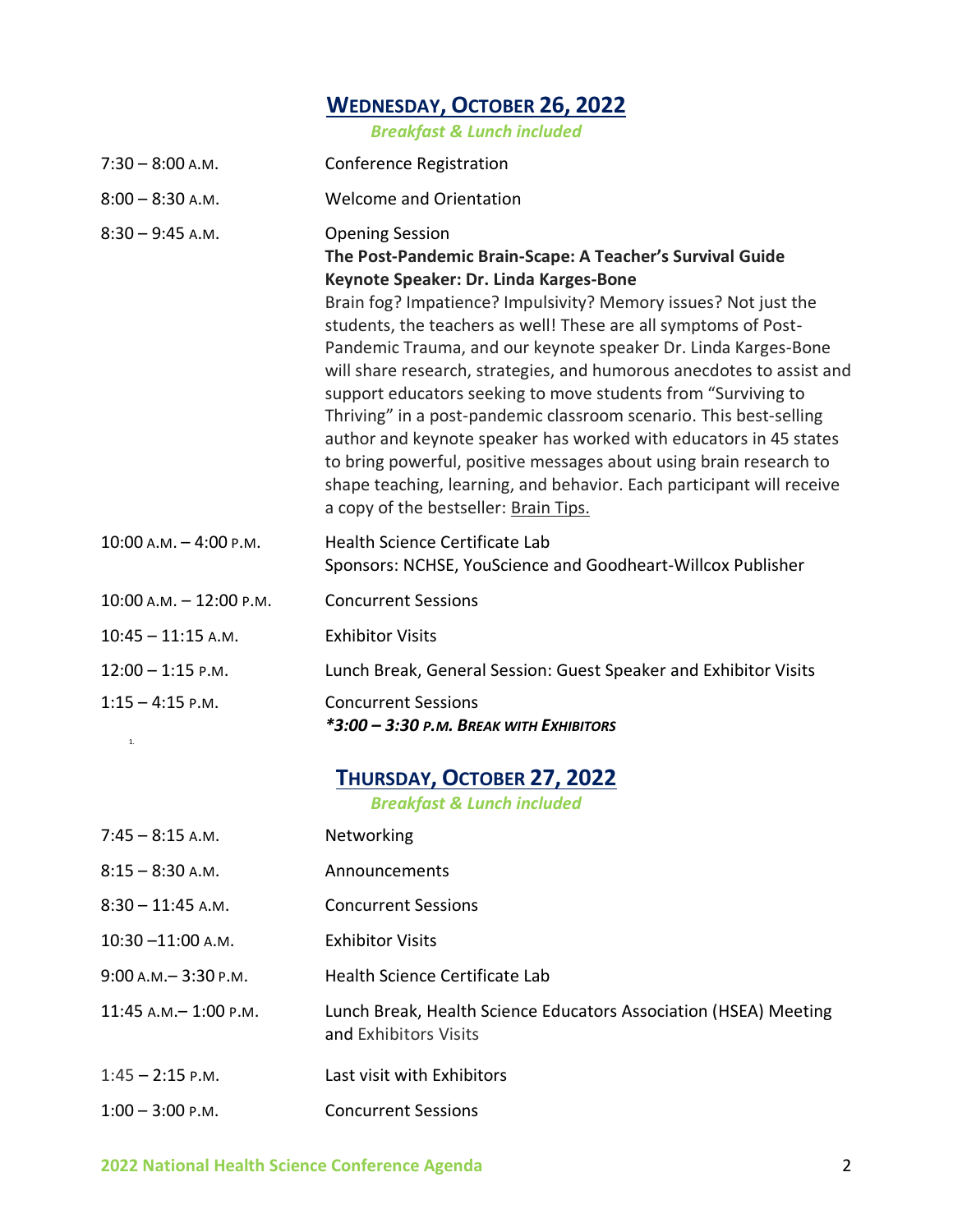## WEDNESDAY, OCTOBER 26, 2022

*Breakfast & Lunch included*

| | |
|---|---|
| 7:30 – 8:00 A.M. | Conference Registration |
| 8:00 – 8:30 A.M. | Welcome and Orientation |
| 8:30 – 9:45 A.M. | Opening Session<br>**The Post-Pandemic Brain-Scape: A Teacher's Survival Guide**<br>**Keynote Speaker: Dr. Linda Karges-Bone**<br>Brain fog? Impatience? Impulsivity? Memory issues? Not just the students, the teachers as well! These are all symptoms of Post-Pandemic Trauma, and our keynote speaker Dr. Linda Karges-Bone will share research, strategies, and humorous anecdotes to assist and support educators seeking to move students from "Surviving to Thriving" in a post-pandemic classroom scenario. This best-selling author and keynote speaker has worked with educators in 45 states to bring powerful, positive messages about using brain research to shape teaching, learning, and behavior. Each participant will receive a copy of the bestseller: Brain Tips. |
| 10:00 A.M. – 4:00 P.M. | Health Science Certificate Lab<br>Sponsors: NCHSE, YouScience and Goodheart-Willcox Publisher |
| 10:00 A.M. – 12:00 P.M. | Concurrent Sessions |
| 10:45 – 11:15 A.M. | Exhibitor Visits |
| 12:00 – 1:15 P.M. | Lunch Break, General Session: Guest Speaker and Exhibitor Visits |
| 1:15 – 4:15 P.M. | Concurrent Sessions<br>***3:00 – 3:30 P.M. Break with Exhibitors*** |

## THURSDAY, OCTOBER 27, 2022

*Breakfast & Lunch included*

| | |
|---|---|
| 7:45 – 8:15 A.M. | Networking |
| 8:15 – 8:30 A.M. | Announcements |
| 8:30 – 11:45 A.M. | Concurrent Sessions |
| 10:30 –11:00 A.M. | Exhibitor Visits |
| 9:00 A.M.– 3:30 P.M. | Health Science Certificate Lab |
| 11:45 A.M.– 1:00 P.M. | Lunch Break, Health Science Educators Association (HSEA) Meeting and Exhibitors Visits |
| 1:45 – 2:15 P.M. | Last visit with Exhibitors |
| 1:00 – 3:00 P.M. | Concurrent Sessions |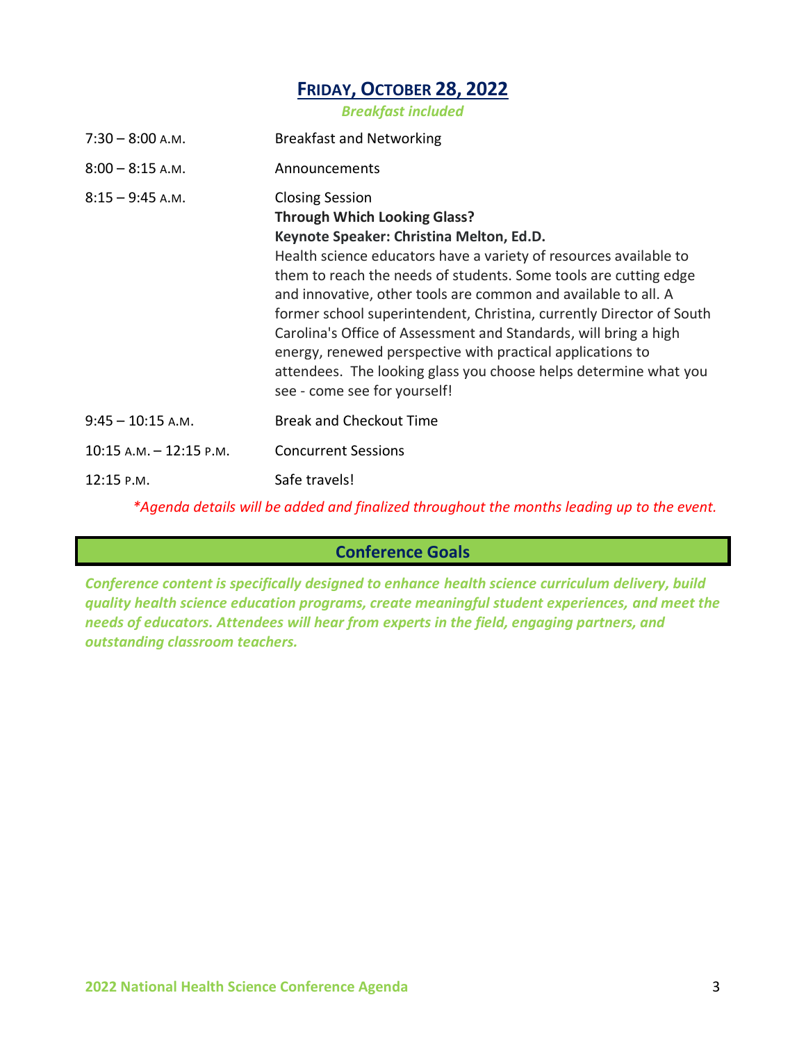## Friday, October 28, 2022

*Breakfast included*

| | |
|---|---|
| 7:30 – 8:00 A.M. | Breakfast and Networking |
| 8:00 – 8:15 A.M. | Announcements |
| 8:15 – 9:45 A.M. | Closing Session<br>**Through Which Looking Glass?**<br>**Keynote Speaker: Christina Melton, Ed.D.**<br>Health science educators have a variety of resources available to them to reach the needs of students. Some tools are cutting edge and innovative, other tools are common and available to all. A former school superintendent, Christina, currently Director of South Carolina's Office of Assessment and Standards, will bring a high energy, renewed perspective with practical applications to attendees. The looking glass you choose helps determine what you see - come see for yourself! |
| 9:45 – 10:15 A.M. | Break and Checkout Time |
| 10:15 A.M. – 12:15 P.M. | Concurrent Sessions |
| 12:15 P.M. | Safe travels! |

*\*Agenda details will be added and finalized throughout the months leading up to the event.*

## Conference Goals

***Conference content is specifically designed to enhance health science curriculum delivery, build quality health science education programs, create meaningful student experiences, and meet the needs of educators. Attendees will hear from experts in the field, engaging partners, and outstanding classroom teachers.***